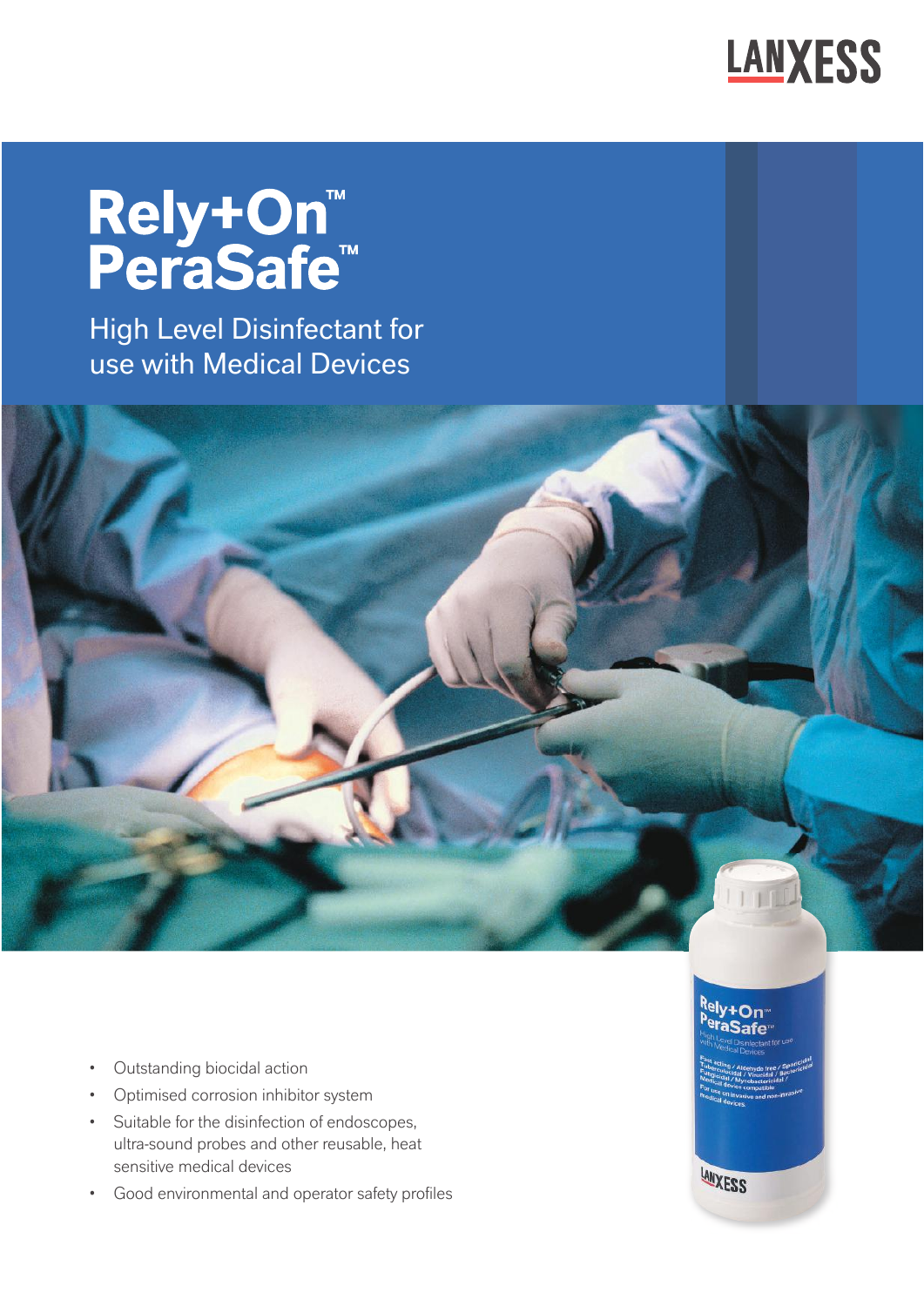# Rely+On™ PeraSafe™

## High Level Disinfectant for use with Medical Devices

- Outstanding biocidal action
- Optimised corrosion inhibitor system
- Suitable for the disinfection of endoscopes, ultra-sound probes and other reusable, heat sensitive medical devices
- Good environmental and operator safety profiles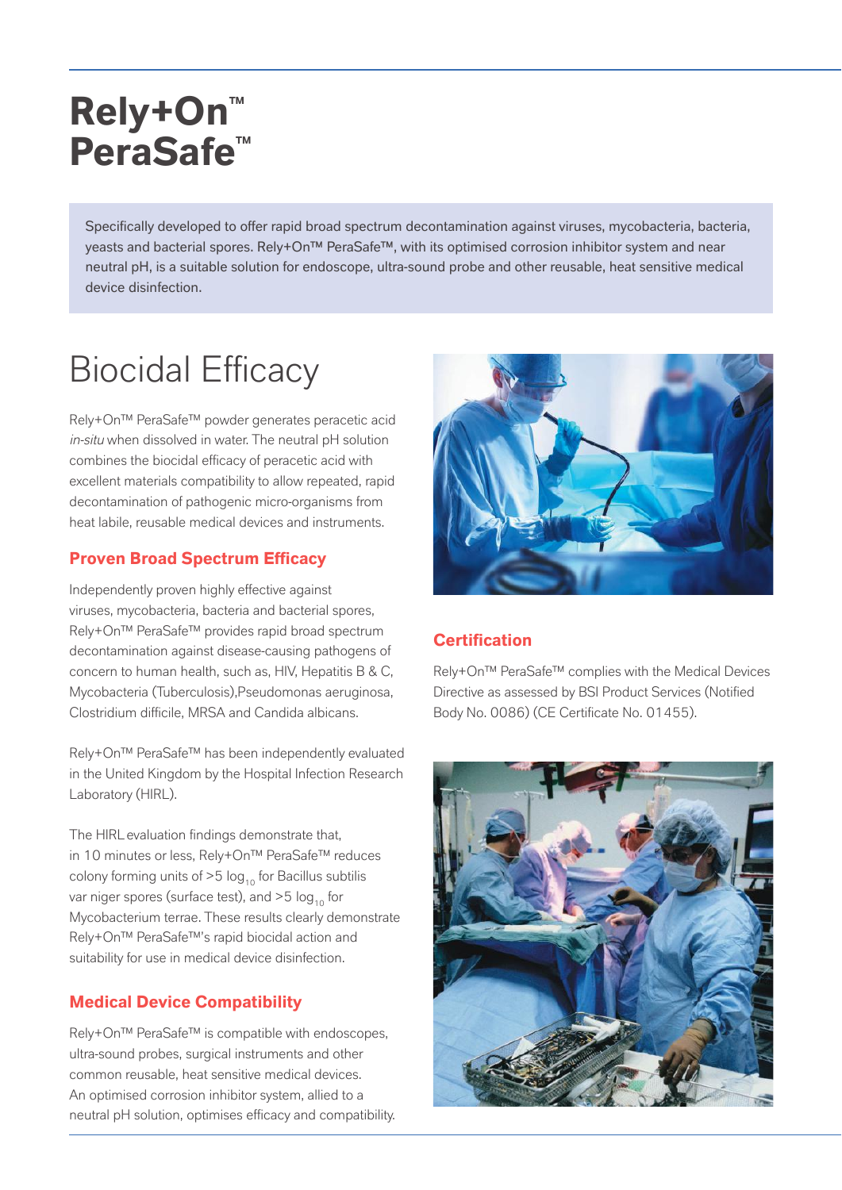# Rely+On™ PeraSafe™

Specifically developed to offer rapid broad spectrum decontamination against viruses, mycobacteria, bacteria, yeasts and bacterial spores. Rely+On™ PeraSafe™, with its optimised corrosion inhibitor system and near neutral pH, is a suitable solution for endoscope, ultra-sound probe and other reusable, heat sensitive medical device disinfection.

## Biocidal Efficacy

Rely+On™ PeraSafe™ powder generates peracetic acid *in-situ* when dissolved in water. The neutral pH solution combines the biocidal efficacy of peracetic acid with excellent materials compatibility to allow repeated, rapid decontamination of pathogenic micro-organisms from heat labile, reusable medical devices and instruments.

### Proven Broad Spectrum Efficacy

Independently proven highly effective against viruses, mycobacteria, bacteria and bacterial spores, Rely+On™ PeraSafe™ provides rapid broad spectrum decontamination against disease-causing pathogens of concern to human health, such as, HIV, Hepatitis B & C, Mycobacteria (Tuberculosis),Pseudomonas aeruginosa, Clostridium difficile, MRSA and Candida albicans.

Rely+On™ PeraSafe™ has been independently evaluated in the United Kingdom by the Hospital Infection Research Laboratory (HIRL).

The HIRL evaluation findings demonstrate that, in 10 minutes or less, Rely+On™ PeraSafe™ reduces colony forming units of >5 $\log_{10}$ for Bacillus subtilis var niger spores (surface test), and >5 $\log_{10}$ for Mycobacterium terrae. These results clearly demonstrate Rely+On™ PeraSafe™'s rapid biocidal action and suitability for use in medical device disinfection.

### Medical Device Compatibility

Rely+On™ PeraSafe™ is compatible with endoscopes, ultra-sound probes, surgical instruments and other common reusable, heat sensitive medical devices. An optimised corrosion inhibitor system, allied to a neutral pH solution, optimises efficacy and compatibility.

### Certification

Rely+On™ PeraSafe™ complies with the Medical Devices Directive as assessed by BSI Product Services (Notified Body No. 0086) (CE Certificate No. 01455).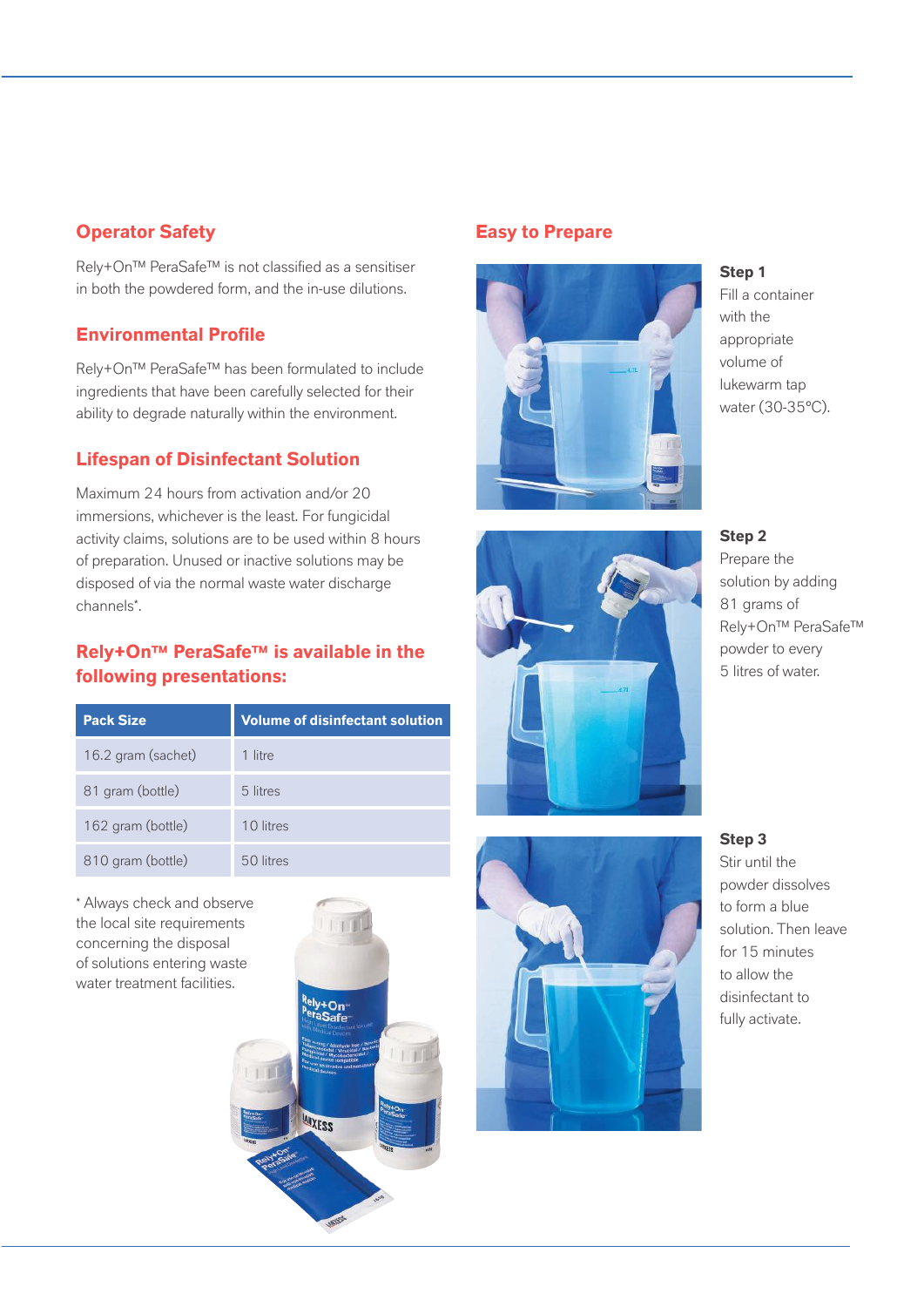## Operator Safety

Rely+On™ PeraSafe™ is not classified as a sensitiser in both the powdered form, and the in-use dilutions.

## Environmental Profile

Rely+On™ PeraSafe™ has been formulated to include ingredients that have been carefully selected for their ability to degrade naturally within the environment.

## Lifespan of Disinfectant Solution

Maximum 24 hours from activation and/or 20 immersions, whichever is the least. For fungicidal activity claims, solutions are to be used within 8 hours of preparation. Unused or inactive solutions may be disposed of via the normal waste water discharge channels*.

## Rely+On™ PeraSafe™ is available in the following presentations:

| Pack Size | Volume of disinfectant solution |
|---|---|
| 16.2 gram (sachet) | 1 litre |
| 81 gram (bottle) | 5 litres |
| 162 gram (bottle) | 10 litres |
| 810 gram (bottle) | 50 litres |

* Always check and observe the local site requirements concerning the disposal of solutions entering waste water treatment facilities.

## Easy to Prepare

**Step 1**
Fill a container with the appropriate volume of lukewarm tap water (30-35°C).

**Step 2**
Prepare the solution by adding 81 grams of Rely+On™ PeraSafe™ powder to every 5 litres of water.

**Step 3**
Stir until the powder dissolves to form a blue solution. Then leave for 15 minutes to allow the disinfectant to fully activate.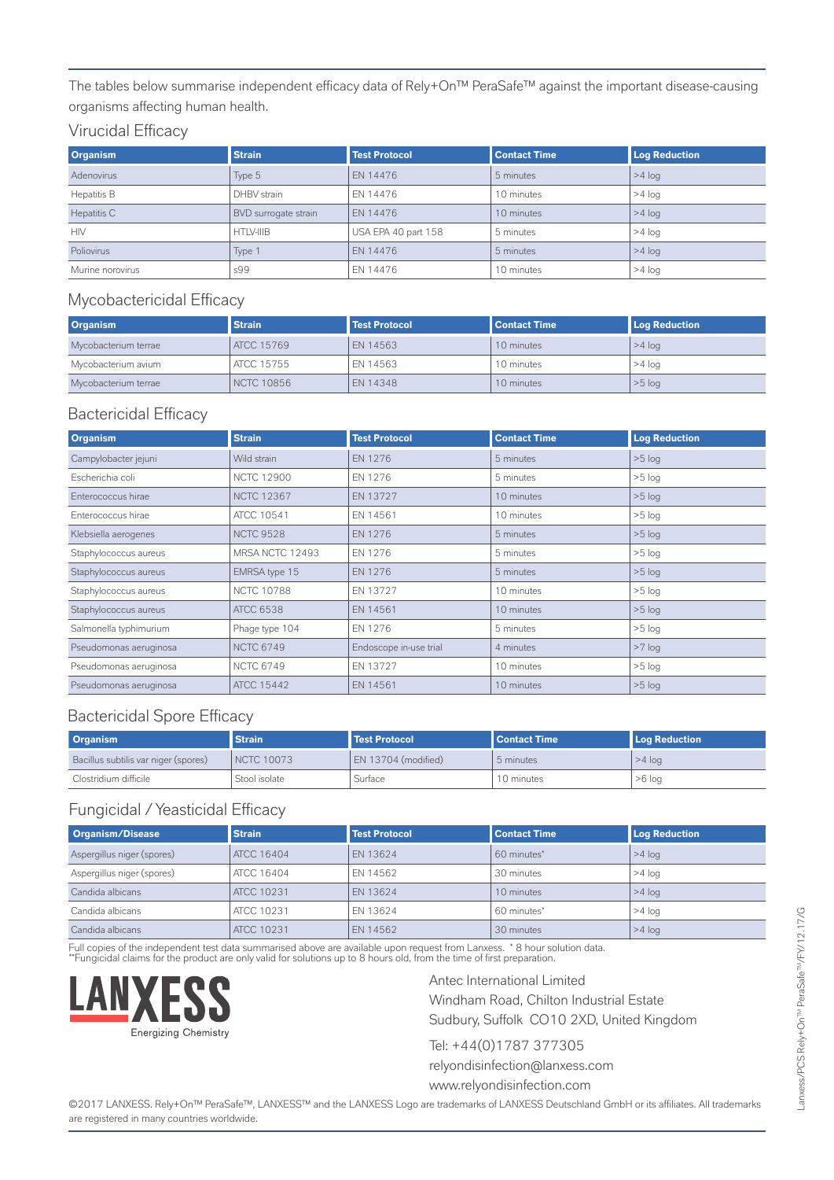The tables below summarise independent efficacy data of Rely+On™ PeraSafe™ against the important disease-causing organisms affecting human health.

## Virucidal Efficacy

| Organism | Strain | Test Protocol | Contact Time | Log Reduction |
|---|---|---|---|---|
| Adenovirus | Type 5 | EN 14476 | 5 minutes | >4 log |
| Hepatitis B | DHBV strain | EN 14476 | 10 minutes | >4 log |
| Hepatitis C | BVD surrogate strain | EN 14476 | 10 minutes | >4 log |
| HIV | HTLV-IIIB | USA EPA 40 part 158 | 5 minutes | >4 log |
| Poliovirus | Type 1 | EN 14476 | 5 minutes | >4 log |
| Murine norovirus | s99 | EN 14476 | 10 minutes | >4 log |

## Mycobactericidal Efficacy

| Organism | Strain | Test Protocol | Contact Time | Log Reduction |
|---|---|---|---|---|
| Mycobacterium terrae | ATCC 15769 | EN 14563 | 10 minutes | >4 log |
| Mycobacterium avium | ATCC 15755 | EN 14563 | 10 minutes | >4 log |
| Mycobacterium terrae | NCTC 10856 | EN 14348 | 10 minutes | >5 log |

## Bactericidal Efficacy

| Organism | Strain | Test Protocol | Contact Time | Log Reduction |
|---|---|---|---|---|
| Campylobacter jejuni | Wild strain | EN 1276 | 5 minutes | >5 log |
| Escherichia coli | NCTC 12900 | EN 1276 | 5 minutes | >5 log |
| Enterococcus hirae | NCTC 12367 | EN 13727 | 10 minutes | >5 log |
| Enterococcus hirae | ATCC 10541 | EN 14561 | 10 minutes | >5 log |
| Klebsiella aerogenes | NCTC 9528 | EN 1276 | 5 minutes | >5 log |
| Staphylococcus aureus | MRSA NCTC 12493 | EN 1276 | 5 minutes | >5 log |
| Staphylococcus aureus | EMRSA type 15 | EN 1276 | 5 minutes | >5 log |
| Staphylococcus aureus | NCTC 10788 | EN 13727 | 10 minutes | >5 log |
| Staphylococcus aureus | ATCC 6538 | EN 14561 | 10 minutes | >5 log |
| Salmonella typhimurium | Phage type 104 | EN 1276 | 5 minutes | >5 log |
| Pseudomonas aeruginosa | NCTC 6749 | Endoscope in-use trial | 4 minutes | >7 log |
| Pseudomonas aeruginosa | NCTC 6749 | EN 13727 | 10 minutes | >5 log |
| Pseudomonas aeruginosa | ATCC 15442 | EN 14561 | 10 minutes | >5 log |

## Bactericidal Spore Efficacy

| Organism | Strain | Test Protocol | Contact Time | Log Reduction |
|---|---|---|---|---|
| Bacillus subtilis var niger (spores) | NCTC 10073 | EN 13704 (modified) | 5 minutes | >4 log |
| Clostridium difficile | Stool isolate | Surface | 10 minutes | >6 log |

## Fungicidal / Yeasticidal Efficacy

| Organism/Disease | Strain | Test Protocol | Contact Time | Log Reduction |
|---|---|---|---|---|
| Aspergillus niger (spores) | ATCC 16404 | EN 13624 | 60 minutes* | >4 log |
| Aspergillus niger (spores) | ATCC 16404 | EN 14562 | 30 minutes | >4 log |
| Candida albicans | ATCC 10231 | EN 13624 | 10 minutes | >4 log |
| Candida albicans | ATCC 10231 | EN 13624 | 60 minutes* | >4 log |
| Candida albicans | ATCC 10231 | EN 14562 | 30 minutes | >4 log |

Full copies of the independent test data summarised above are available upon request from Lanxess. * 8 hour solution data.
**Fungicidal claims for the product are only valid for solutions up to 8 hours old, from the time of first preparation.

LANXESS
Energizing Chemistry

Antec International Limited
Windham Road, Chilton Industrial Estate
Sudbury, Suffolk CO10 2XD, United Kingdom

Tel: +44(0)1787 377305
relyondisinfection@lanxess.com
www.relyondisinfection.com

©2017 LANXESS. Rely+On™ PeraSafe™, LANXESS™ and the LANXESS Logo are trademarks of LANXESS Deutschland GmbH or its affiliates. All trademarks are registered in many countries worldwide.

Lanxess/PCS Rely+On™ PeraSafe™/FY/12.17/G